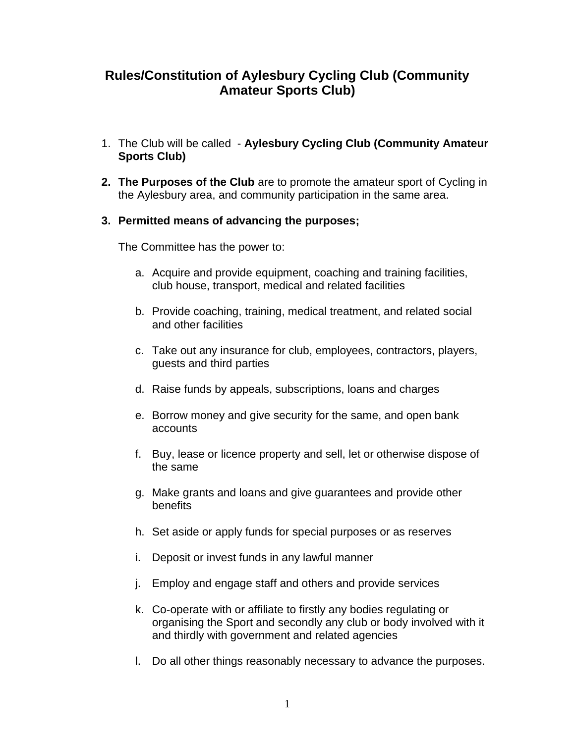# Rules/Constitution of Aylesbury Cycling Club (Community Amateur Sports Club)

1. The Club will be called - **Aylesbury Cycling Club (Community Amateur Sports Club)**

2. **The Purposes of the Club** are to promote the amateur sport of Cycling in the Aylesbury area, and community participation in the same area.

3. **Permitted means of advancing the purposes;**

   The Committee has the power to:

   a. Acquire and provide equipment, coaching and training facilities, club house, transport, medical and related facilities

   b. Provide coaching, training, medical treatment, and related social and other facilities

   c. Take out any insurance for club, employees, contractors, players, guests and third parties

   d. Raise funds by appeals, subscriptions, loans and charges

   e. Borrow money and give security for the same, and open bank accounts

   f. Buy, lease or licence property and sell, let or otherwise dispose of the same

   g. Make grants and loans and give guarantees and provide other benefits

   h. Set aside or apply funds for special purposes or as reserves

   i. Deposit or invest funds in any lawful manner

   j. Employ and engage staff and others and provide services

   k. Co-operate with or affiliate to firstly any bodies regulating or organising the Sport and secondly any club or body involved with it and thirdly with government and related agencies

   l. Do all other things reasonably necessary to advance the purposes.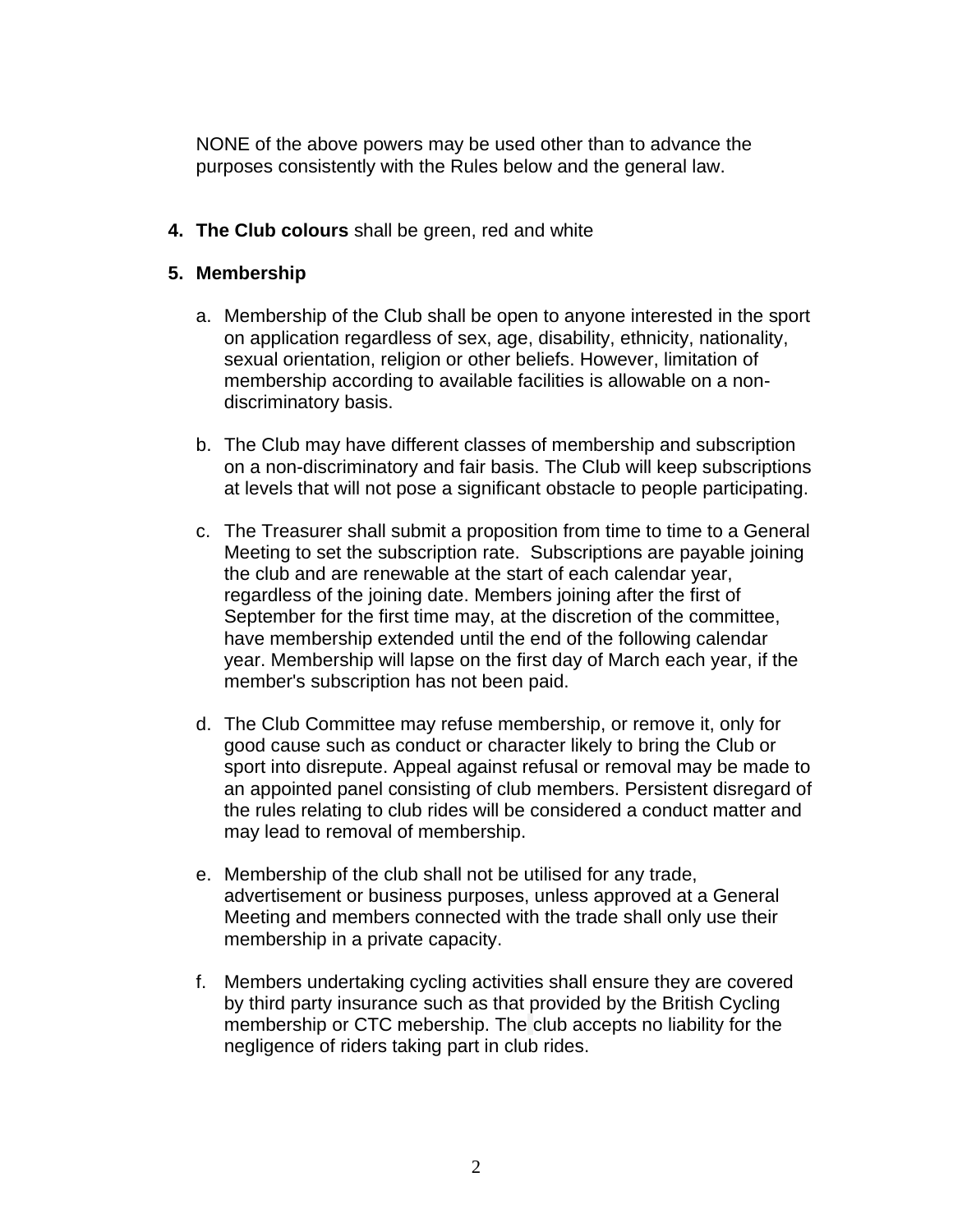NONE of the above powers may be used other than to advance the purposes consistently with the Rules below and the general law.

4. **The Club colours** shall be green, red and white

5. **Membership**

   a. Membership of the Club shall be open to anyone interested in the sport on application regardless of sex, age, disability, ethnicity, nationality, sexual orientation, religion or other beliefs. However, limitation of membership according to available facilities is allowable on a non-discriminatory basis.

   b. The Club may have different classes of membership and subscription on a non-discriminatory and fair basis. The Club will keep subscriptions at levels that will not pose a significant obstacle to people participating.

   c. The Treasurer shall submit a proposition from time to time to a General Meeting to set the subscription rate. Subscriptions are payable joining the club and are renewable at the start of each calendar year, regardless of the joining date. Members joining after the first of September for the first time may, at the discretion of the committee, have membership extended until the end of the following calendar year. Membership will lapse on the first day of March each year, if the member's subscription has not been paid.

   d. The Club Committee may refuse membership, or remove it, only for good cause such as conduct or character likely to bring the Club or sport into disrepute. Appeal against refusal or removal may be made to an appointed panel consisting of club members. Persistent disregard of the rules relating to club rides will be considered a conduct matter and may lead to removal of membership.

   e. Membership of the club shall not be utilised for any trade, advertisement or business purposes, unless approved at a General Meeting and members connected with the trade shall only use their membership in a private capacity.

   f. Members undertaking cycling activities shall ensure they are covered by third party insurance such as that provided by the British Cycling membership or CTC mebership. The club accepts no liability for the negligence of riders taking part in club rides.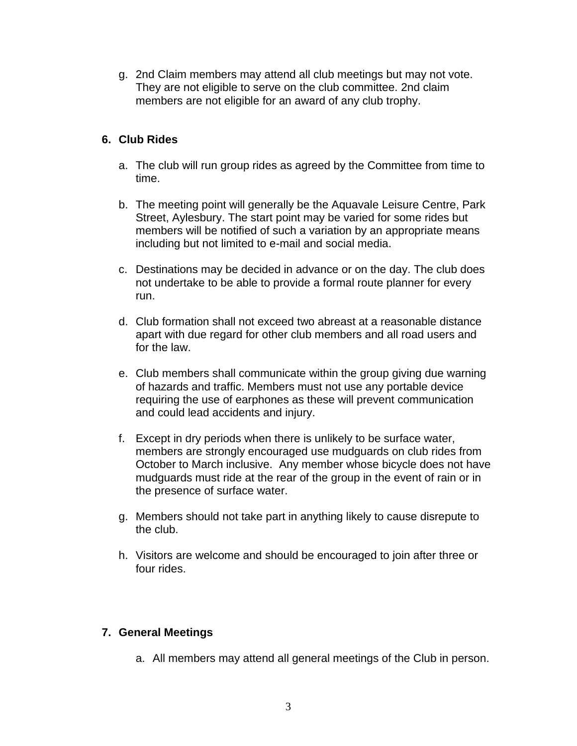g. 2nd Claim members may attend all club meetings but may not vote. They are not eligible to serve on the club committee. 2nd claim members are not eligible for an award of any club trophy.

## 6. Club Rides

a. The club will run group rides as agreed by the Committee from time to time.

b. The meeting point will generally be the Aquavale Leisure Centre, Park Street, Aylesbury. The start point may be varied for some rides but members will be notified of such a variation by an appropriate means including but not limited to e-mail and social media.

c. Destinations may be decided in advance or on the day. The club does not undertake to be able to provide a formal route planner for every run.

d. Club formation shall not exceed two abreast at a reasonable distance apart with due regard for other club members and all road users and for the law.

e. Club members shall communicate within the group giving due warning of hazards and traffic. Members must not use any portable device requiring the use of earphones as these will prevent communication and could lead accidents and injury.

f. Except in dry periods when there is unlikely to be surface water, members are strongly encouraged use mudguards on club rides from October to March inclusive. Any member whose bicycle does not have mudguards must ride at the rear of the group in the event of rain or in the presence of surface water.

g. Members should not take part in anything likely to cause disrepute to the club.

h. Visitors are welcome and should be encouraged to join after three or four rides.

## 7. General Meetings

a. All members may attend all general meetings of the Club in person.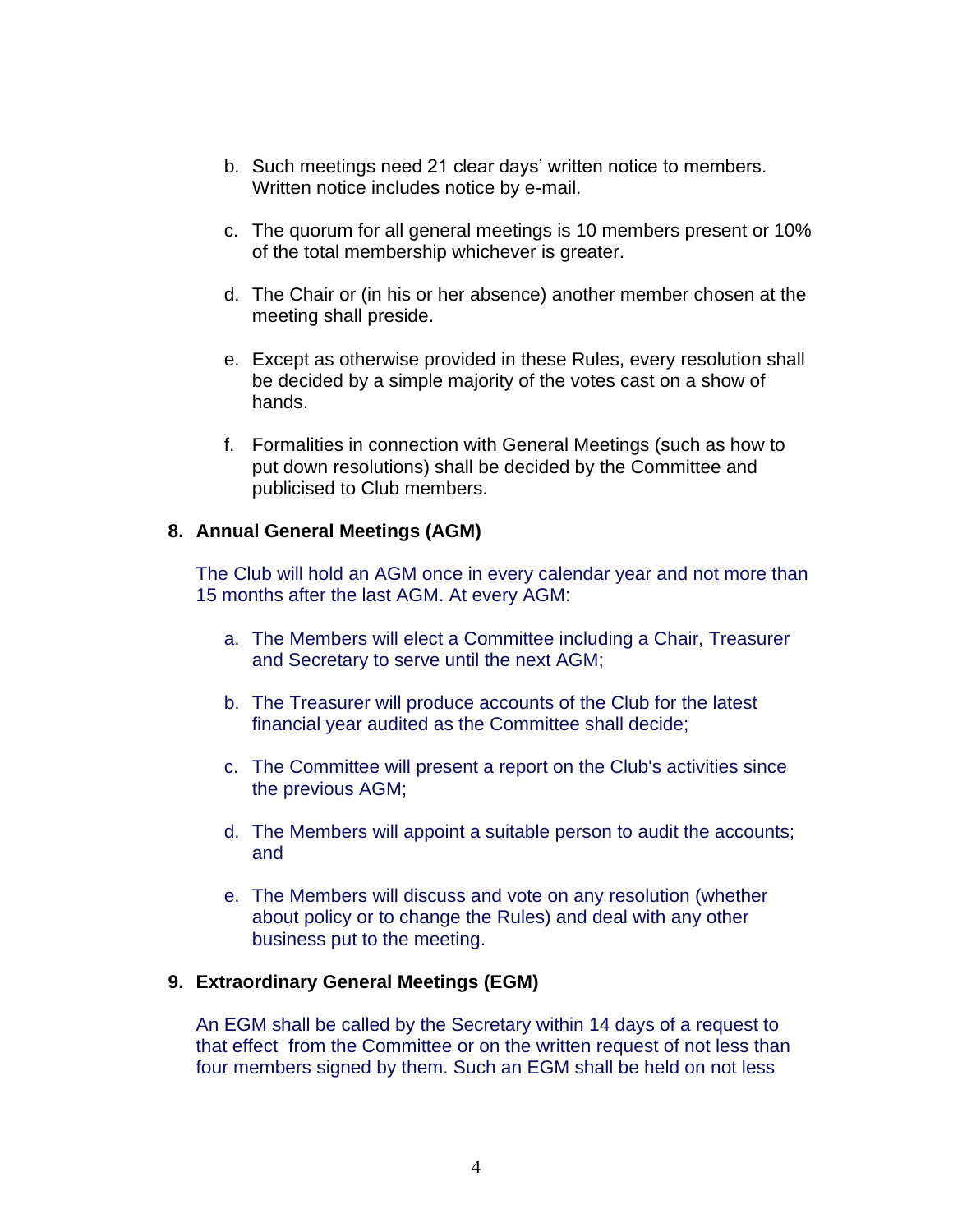b. Such meetings need 21 clear days' written notice to members. Written notice includes notice by e-mail.

c. The quorum for all general meetings is 10 members present or 10% of the total membership whichever is greater.

d. The Chair or (in his or her absence) another member chosen at the meeting shall preside.

e. Except as otherwise provided in these Rules, every resolution shall be decided by a simple majority of the votes cast on a show of hands.

f. Formalities in connection with General Meetings (such as how to put down resolutions) shall be decided by the Committee and publicised to Club members.

**8. Annual General Meetings (AGM)**

The Club will hold an AGM once in every calendar year and not more than 15 months after the last AGM. At every AGM:

a. The Members will elect a Committee including a Chair, Treasurer and Secretary to serve until the next AGM;

b. The Treasurer will produce accounts of the Club for the latest financial year audited as the Committee shall decide;

c. The Committee will present a report on the Club's activities since the previous AGM;

d. The Members will appoint a suitable person to audit the accounts; and

e. The Members will discuss and vote on any resolution (whether about policy or to change the Rules) and deal with any other business put to the meeting.

**9. Extraordinary General Meetings (EGM)**

An EGM shall be called by the Secretary within 14 days of a request to that effect from the Committee or on the written request of not less than four members signed by them. Such an EGM shall be held on not less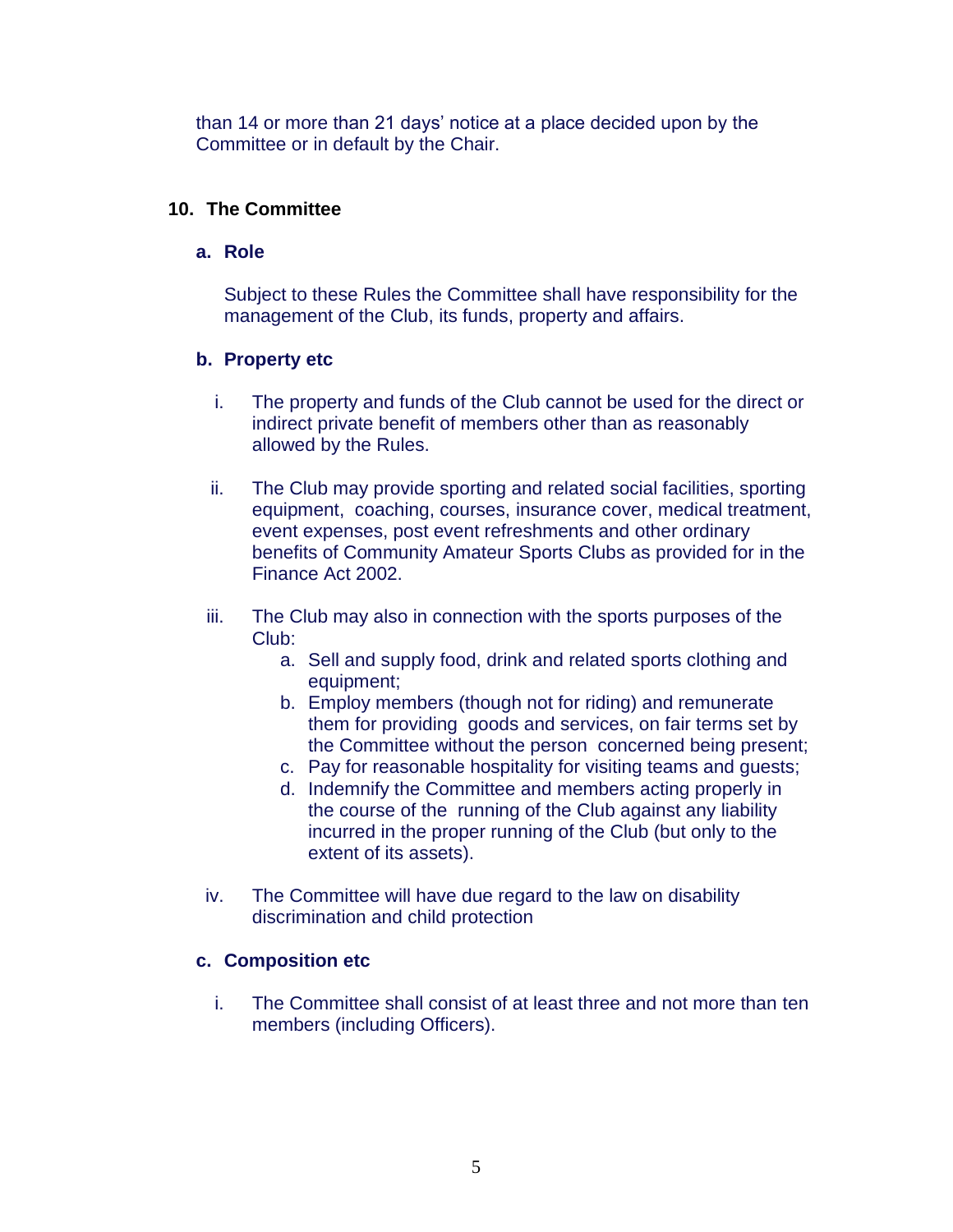than 14 or more than 21 days' notice at a place decided upon by the Committee or in default by the Chair.

## 10. The Committee

### a. Role

Subject to these Rules the Committee shall have responsibility for the management of the Club, its funds, property and affairs.

### b. Property etc

i. The property and funds of the Club cannot be used for the direct or indirect private benefit of members other than as reasonably allowed by the Rules.

ii. The Club may provide sporting and related social facilities, sporting equipment, coaching, courses, insurance cover, medical treatment, event expenses, post event refreshments and other ordinary benefits of Community Amateur Sports Clubs as provided for in the Finance Act 2002.

iii. The Club may also in connection with the sports purposes of the Club:
   a. Sell and supply food, drink and related sports clothing and equipment;
   b. Employ members (though not for riding) and remunerate them for providing goods and services, on fair terms set by the Committee without the person concerned being present;
   c. Pay for reasonable hospitality for visiting teams and guests;
   d. Indemnify the Committee and members acting properly in the course of the running of the Club against any liability incurred in the proper running of the Club (but only to the extent of its assets).

iv. The Committee will have due regard to the law on disability discrimination and child protection

### c. Composition etc

i. The Committee shall consist of at least three and not more than ten members (including Officers).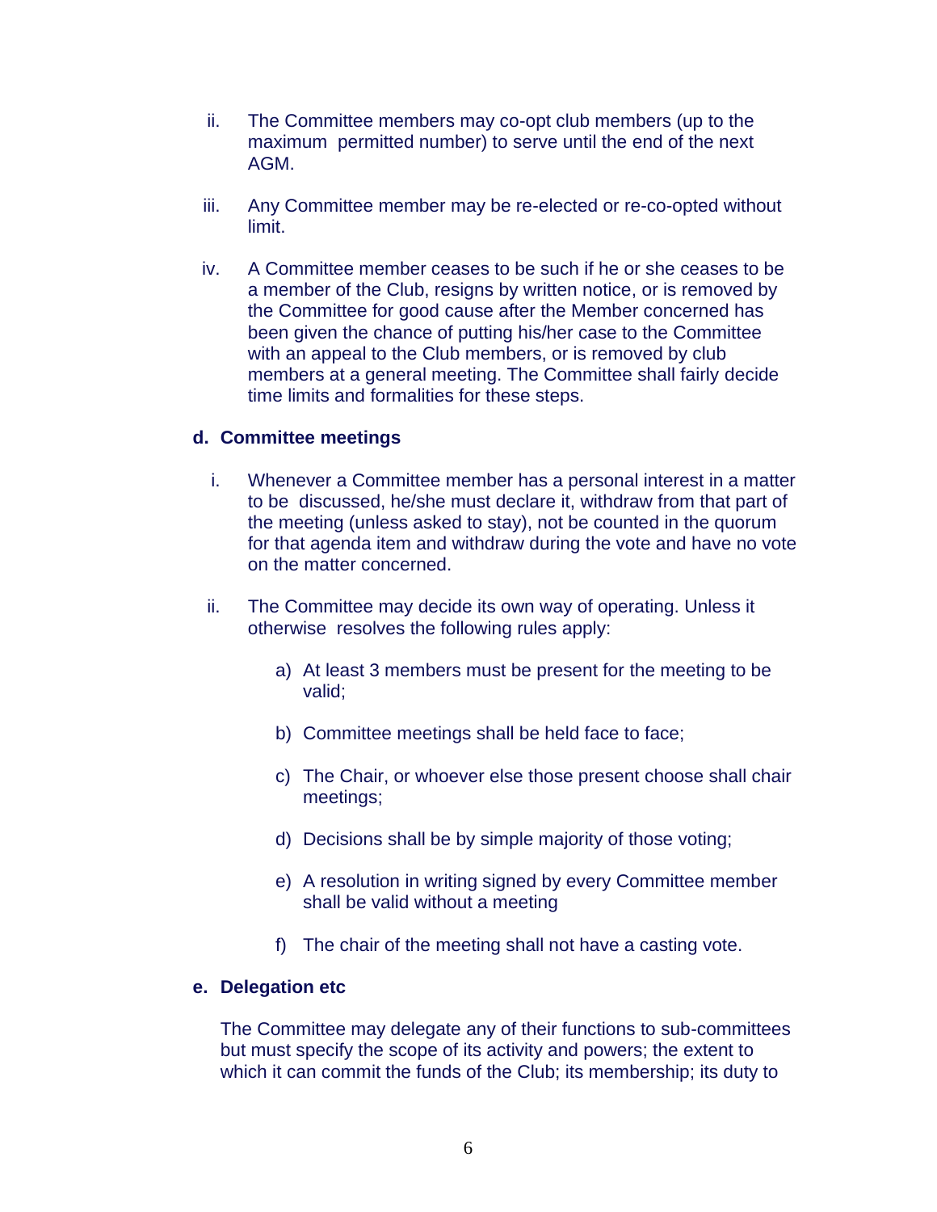ii. The Committee members may co-opt club members (up to the maximum permitted number) to serve until the end of the next AGM.

iii. Any Committee member may be re-elected or re-co-opted without limit.

iv. A Committee member ceases to be such if he or she ceases to be a member of the Club, resigns by written notice, or is removed by the Committee for good cause after the Member concerned has been given the chance of putting his/her case to the Committee with an appeal to the Club members, or is removed by club members at a general meeting. The Committee shall fairly decide time limits and formalities for these steps.

**d. Committee meetings**

i. Whenever a Committee member has a personal interest in a matter to be discussed, he/she must declare it, withdraw from that part of the meeting (unless asked to stay), not be counted in the quorum for that agenda item and withdraw during the vote and have no vote on the matter concerned.

ii. The Committee may decide its own way of operating. Unless it otherwise resolves the following rules apply:

   a) At least 3 members must be present for the meeting to be valid;

   b) Committee meetings shall be held face to face;

   c) The Chair, or whoever else those present choose shall chair meetings;

   d) Decisions shall be by simple majority of those voting;

   e) A resolution in writing signed by every Committee member shall be valid without a meeting

   f) The chair of the meeting shall not have a casting vote.

**e. Delegation etc**

The Committee may delegate any of their functions to sub-committees but must specify the scope of its activity and powers; the extent to which it can commit the funds of the Club; its membership; its duty to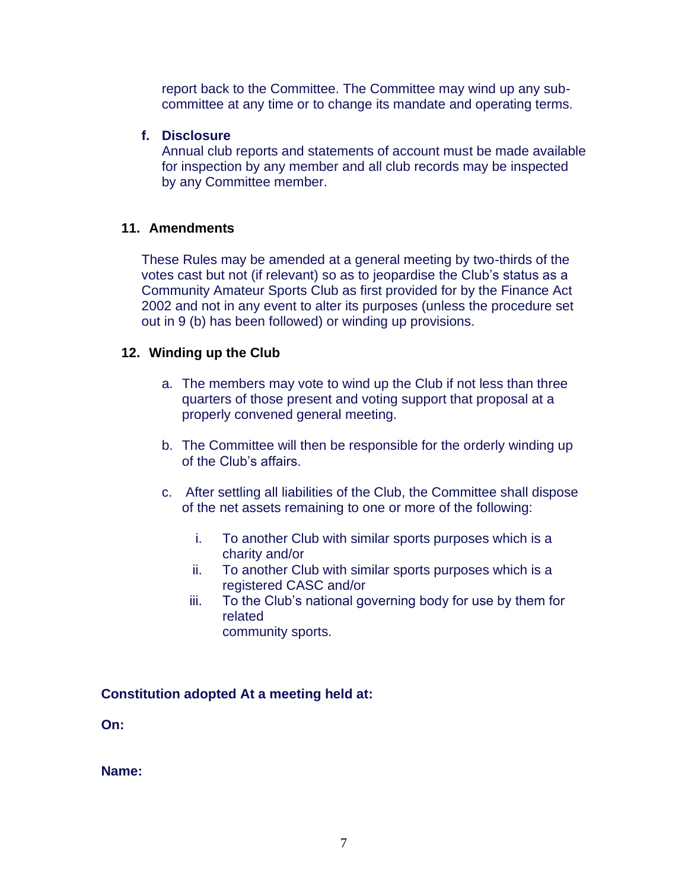report back to the Committee. The Committee may wind up any sub-committee at any time or to change its mandate and operating terms.

**f. Disclosure**

Annual club reports and statements of account must be made available for inspection by any member and all club records may be inspected by any Committee member.

## 11. Amendments

These Rules may be amended at a general meeting by two-thirds of the votes cast but not (if relevant) so as to jeopardise the Club's status as a Community Amateur Sports Club as first provided for by the Finance Act 2002 and not in any event to alter its purposes (unless the procedure set out in 9 (b) has been followed) or winding up provisions.

## 12. Winding up the Club

a. The members may vote to wind up the Club if not less than three quarters of those present and voting support that proposal at a properly convened general meeting.

b. The Committee will then be responsible for the orderly winding up of the Club's affairs.

c. After settling all liabilities of the Club, the Committee shall dispose of the net assets remaining to one or more of the following:

   i. To another Club with similar sports purposes which is a charity and/or
   ii. To another Club with similar sports purposes which is a registered CASC and/or
   iii. To the Club's national governing body for use by them for related community sports.

**Constitution adopted At a meeting held at:**

**On:**

**Name:**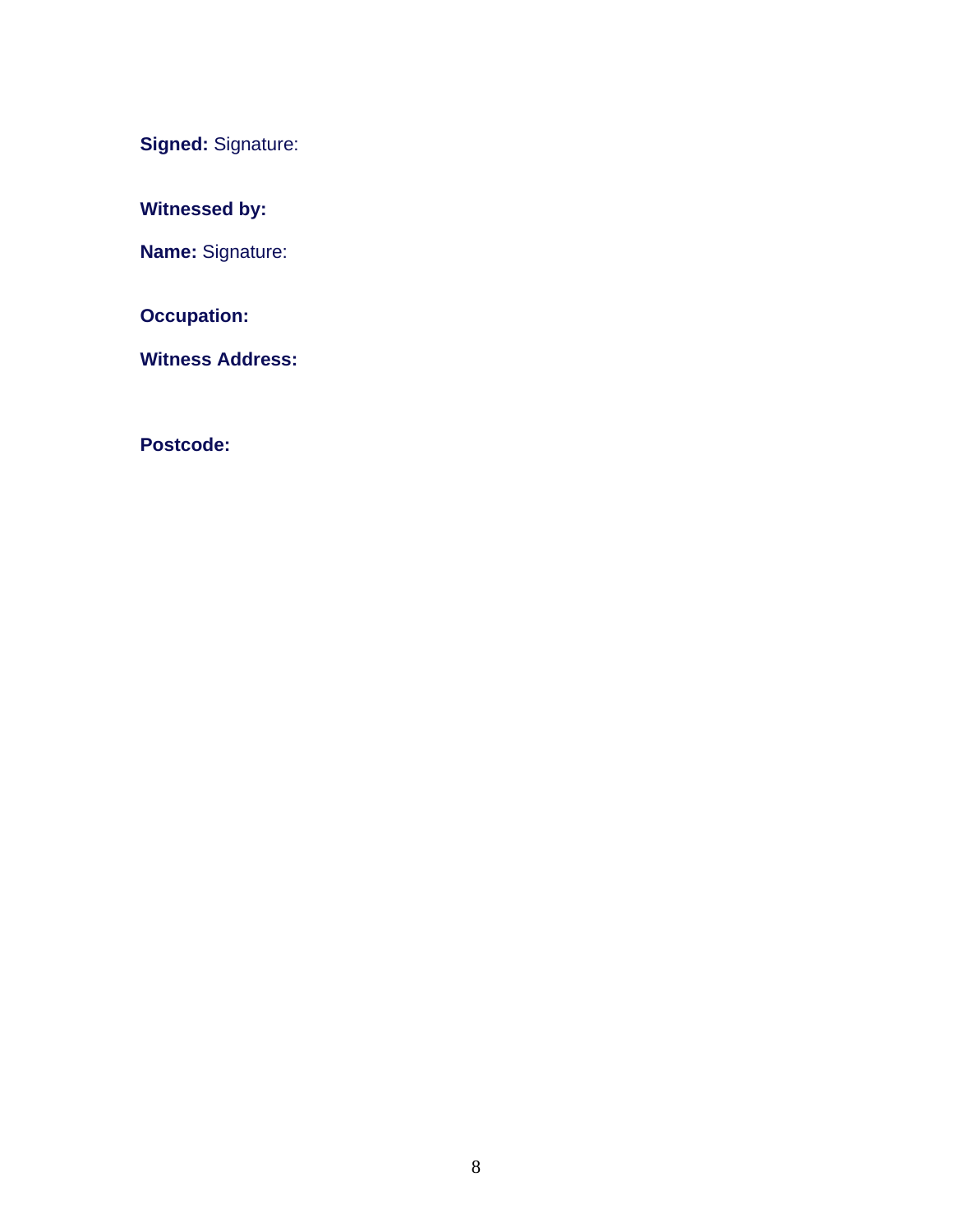**Signed:** Signature:

**Witnessed by:**

**Name:** Signature:

**Occupation:**

**Witness Address:**

**Postcode:**